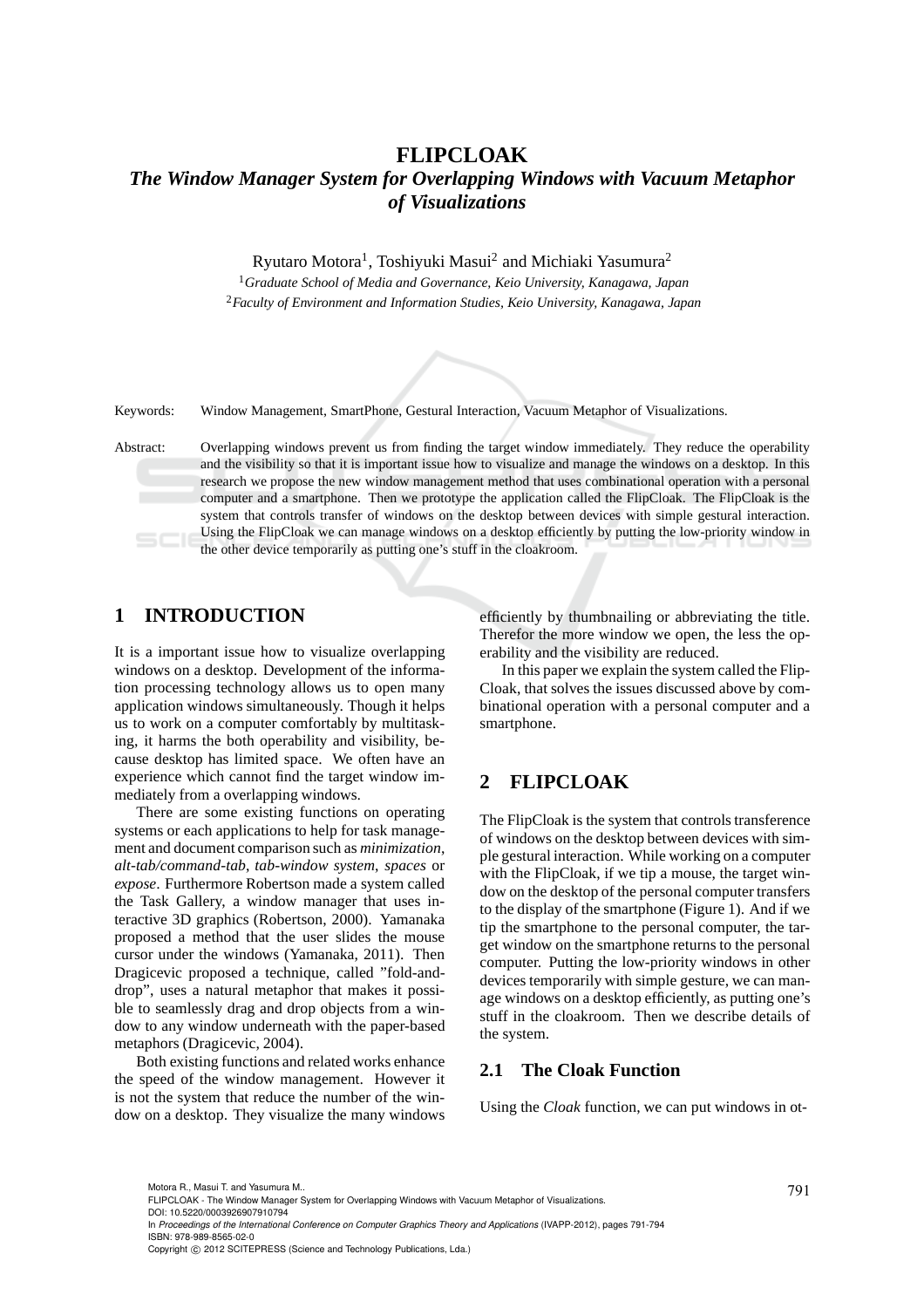# FLIPCLOAK

## *The Window Manager System for Overlapping Windows with Vacuum Metaphor of Visualizations*

Ryutaro Motora[1], Toshiyuki Masui[2] and Michiaki Yasumura[2]

[1]*Graduate School of Media and Governance, Keio University, Kanagawa, Japan*

[2]*Faculty of Environment and Information Studies, Keio University, Kanagawa, Japan*

Keywords: Window Management, SmartPhone, Gestural Interaction, Vacuum Metaphor of Visualizations.

Abstract: Overlapping windows prevent us from finding the target window immediately. They reduce the operability and the visibility so that it is important issue how to visualize and manage the windows on a desktop. In this research we propose the new window management method that uses combinational operation with a personal computer and a smartphone. Then we prototype the application called the FlipCloak. The FlipCloak is the system that controls transfer of windows on the desktop between devices with simple gestural interaction. Using the FlipCloak we can manage windows on a desktop efficiently by putting the low-priority window in the other device temporarily as putting one's stuff in the cloakroom.

## 1 INTRODUCTION

It is a important issue how to visualize overlapping windows on a desktop. Development of the information processing technology allows us to open many application windows simultaneously. Though it helps us to work on a computer comfortably by multitasking, it harms the both operability and visibility, because desktop has limited space. We often have an experience which cannot find the target window immediately from a overlapping windows.

There are some existing functions on operating systems or each applications to help for task management and document comparison such as *minimization*, *alt-tab/command-tab*, *tab-window system*, *spaces* or *expose*. Furthermore Robertson made a system called the Task Gallery, a window manager that uses interactive 3D graphics (Robertson, 2000). Yamanaka proposed a method that the user slides the mouse cursor under the windows (Yamanaka, 2011). Then Dragicevic proposed a technique, called "fold-and-drop", uses a natural metaphor that makes it possible to seamlessly drag and drop objects from a window to any window underneath with the paper-based metaphors (Dragicevic, 2004).

Both existing functions and related works enhance the speed of the window management. However it is not the system that reduce the number of the window on a desktop. They visualize the many windows efficiently by thumbnailing or abbreviating the title. Therefor the more window we open, the less the operability and the visibility are reduced.

In this paper we explain the system called the FlipCloak, that solves the issues discussed above by combinational operation with a personal computer and a smartphone.

## 2 FLIPCLOAK

The FlipCloak is the system that controls transference of windows on the desktop between devices with simple gestural interaction. While working on a computer with the FlipCloak, if we tip a mouse, the target window on the desktop of the personal computer transfers to the display of the smartphone (Figure 1). And if we tip the smartphone to the personal computer, the target window on the smartphone returns to the personal computer. Putting the low-priority windows in other devices temporarily with simple gesture, we can manage windows on a desktop efficiently, as putting one's stuff in the cloakroom. Then we describe details of the system.

### 2.1 The Cloak Function

Using the *Cloak* function, we can put windows in ot-

Motora R., Masui T. and Yasumura M..
FLIPCLOAK - The Window Manager System for Overlapping Windows with Vacuum Metaphor of Visualizations.
DOI: 10.5220/0003926907910794
In *Proceedings of the International Conference on Computer Graphics Theory and Applications* (IVAPP-2012), pages 791-794
ISBN: 978-989-8565-02-0
Copyright © 2012 SCITEPRESS (Science and Technology Publications, Lda.)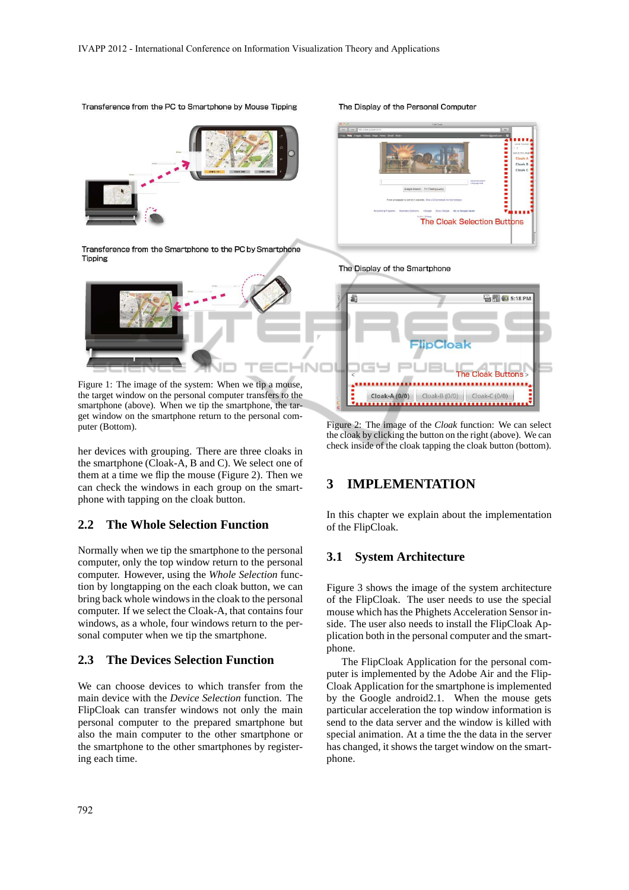Transference from the PC to Smartphone by Mouse Tipping

Transference from the Smartphone to the PC by Smartphone Tipping

Figure 1: The image of the system: When we tip a mouse, the target window on the personal computer transfers to the smartphone (above). When we tip the smartphone, the target window on the personal computer return to the personal computer (Bottom).

her devices with grouping. There are three cloaks in the smartphone (Cloak-A, B and C). We select one of them at a time we flip the mouse (Figure 2). Then we can check the windows in each group on the smartphone with tapping on the cloak button.

## 2.2 The Whole Selection Function

Normally when we tip the smartphone to the personal computer, only the top window return to the personal computer. However, using the *Whole Selection* function by longtapping on the each cloak button, we can bring back whole windows in the cloak to the personal computer. If we select the Cloak-A, that contains four windows, as a whole, four windows return to the personal computer when we tip the smartphone.

## 2.3 The Devices Selection Function

We can choose devices to which transfer from the main device with the *Device Selection* function. The FlipCloak can transfer windows not only the main personal computer to the prepared smartphone but also the main computer to the other smartphone or the smartphone to the other smartphones by registering each time.

The Display of the Personal Computer

The Cloak Selection Buttons

The Display of the Smartphone

FlipCloak

The Cloak Buttons

Cloak-A (0/0) Cloak-B (0/0) Cloak-C (0/0)

Figure 2: The image of the *Cloak* function: We can select the cloak by clicking the button on the right (above). We can check inside of the cloak tapping the cloak button (bottom).

# 3 IMPLEMENTATION

In this chapter we explain about the implementation of the FlipCloak.

## 3.1 System Architecture

Figure 3 shows the image of the system architecture of the FlipCloak. The user needs to use the special mouse which has the Phighets Acceleration Sensor inside. The user also needs to install the FlipCloak Application both in the personal computer and the smartphone.

The FlipCloak Application for the personal computer is implemented by the Adobe Air and the FlipCloak Application for the smartphone is implemented by the Google android2.1. When the mouse gets particular acceleration the top window information is send to the data server and the window is killed with special animation. At a time the the data in the server has changed, it shows the target window on the smartphone.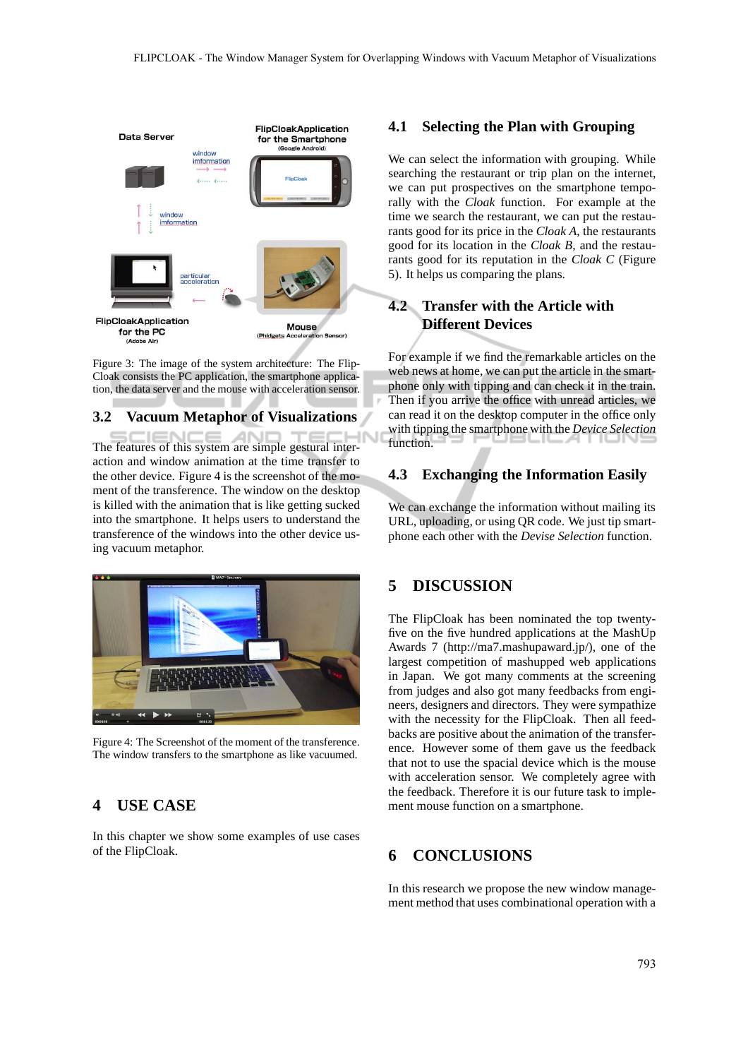Figure 3: The image of the system architecture: The FlipCloak consists the PC application, the smartphone application, the data server and the mouse with acceleration sensor.

### 3.2 Vacuum Metaphor of Visualizations

The features of this system are simple gestural interaction and window animation at the time transfer to the other device. Figure 4 is the screenshot of the moment of the transference. The window on the desktop is killed with the animation that is like getting sucked into the smartphone. It helps users to understand the transference of the windows into the other device using vacuum metaphor.

Figure 4: The Screenshot of the moment of the transference. The window transfers to the smartphone as like vacuumed.

## 4 USE CASE

In this chapter we show some examples of use cases of the FlipCloak.

### 4.1 Selecting the Plan with Grouping

We can select the information with grouping. While searching the restaurant or trip plan on the internet, we can put prospectives on the smartphone temporally with the *Cloak* function. For example at the time we search the restaurant, we can put the restaurants good for its price in the *Cloak A*, the restaurants good for its location in the *Cloak B*, and the restaurants good for its reputation in the *Cloak C* (Figure 5). It helps us comparing the plans.

### 4.2 Transfer with the Article with Different Devices

For example if we find the remarkable articles on the web news at home, we can put the article in the smartphone only with tipping and can check it in the train. Then if you arrive the office with unread articles, we can read it on the desktop computer in the office only with tipping the smartphone with the *Device Selection* function.

### 4.3 Exchanging the Information Easily

We can exchange the information without mailing its URL, uploading, or using QR code. We just tip smartphone each other with the *Devise Selection* function.

## 5 DISCUSSION

The FlipCloak has been nominated the top twenty-five on the five hundred applications at the MashUp Awards 7 (http://ma7.mashupaward.jp/), one of the largest competition of mashupped web applications in Japan. We got many comments at the screening from judges and also got many feedbacks from engineers, designers and directors. They were sympathize with the necessity for the FlipCloak. Then all feedbacks are positive about the animation of the transference. However some of them gave us the feedback that not to use the spacial device which is the mouse with acceleration sensor. We completely agree with the feedback. Therefore it is our future task to implement mouse function on a smartphone.

## 6 CONCLUSIONS

In this research we propose the new window management method that uses combinational operation with a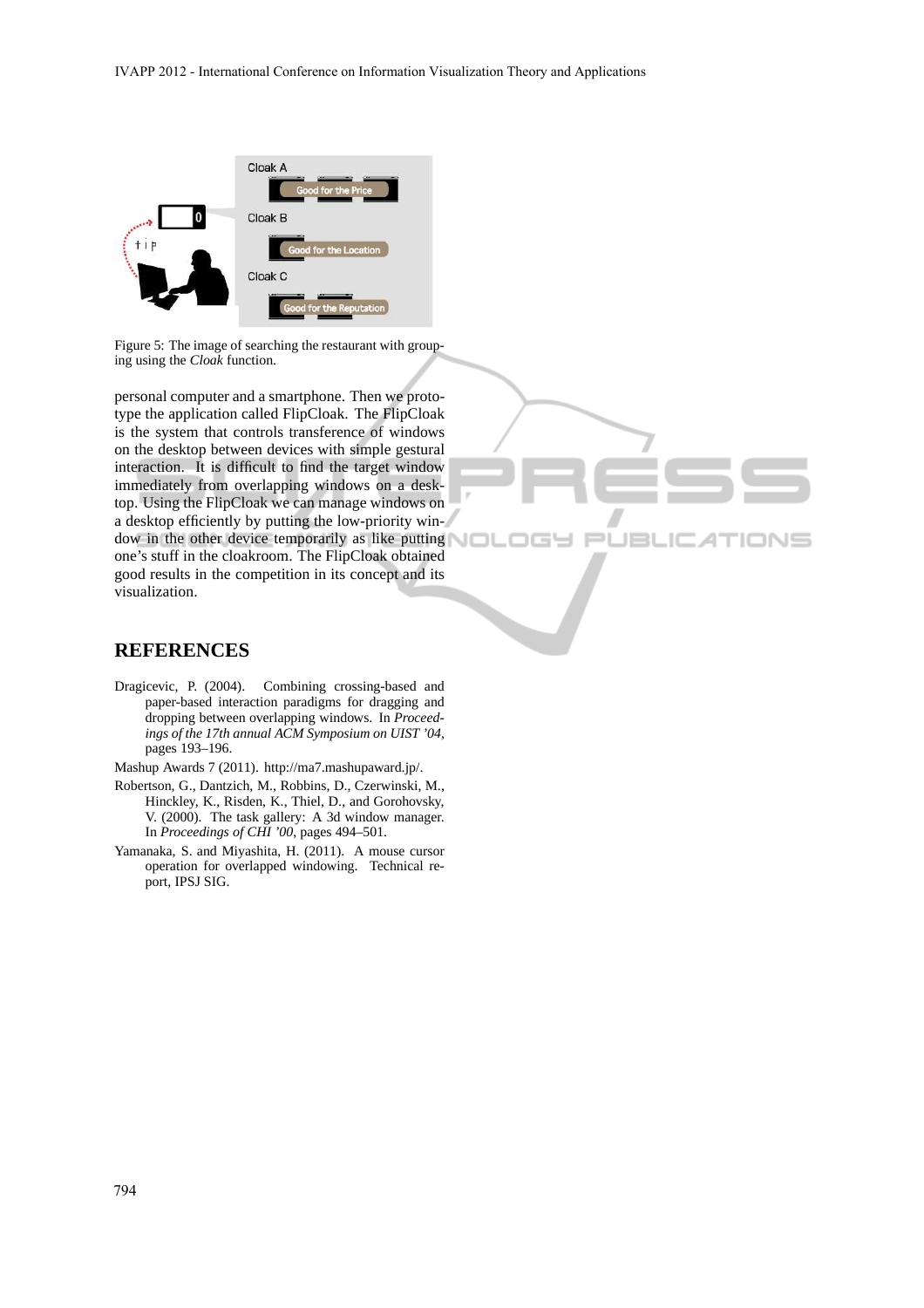Figure 5: The image of searching the restaurant with grouping using the *Cloak* function.

personal computer and a smartphone. Then we prototype the application called FlipCloak. The FlipCloak is the system that controls transference of windows on the desktop between devices with simple gestural interaction. It is difficult to find the target window immediately from overlapping windows on a desktop. Using the FlipCloak we can manage windows on a desktop efficiently by putting the low-priority window in the other device temporarily as like putting one's stuff in the cloakroom. The FlipCloak obtained good results in the competition in its concept and its visualization.

## REFERENCES

Dragicevic, P. (2004). Combining crossing-based and paper-based interaction paradigms for dragging and dropping between overlapping windows. In *Proceedings of the 17th annual ACM Symposium on UIST '04*, pages 193–196.

Mashup Awards 7 (2011). http://ma7.mashupaward.jp/.

Robertson, G., Dantzich, M., Robbins, D., Czerwinski, M., Hinckley, K., Risden, K., Thiel, D., and Gorohovsky, V. (2000). The task gallery: A 3d window manager. In *Proceedings of CHI '00*, pages 494–501.

Yamanaka, S. and Miyashita, H. (2011). A mouse cursor operation for overlapped windowing. Technical report, IPSJ SIG.